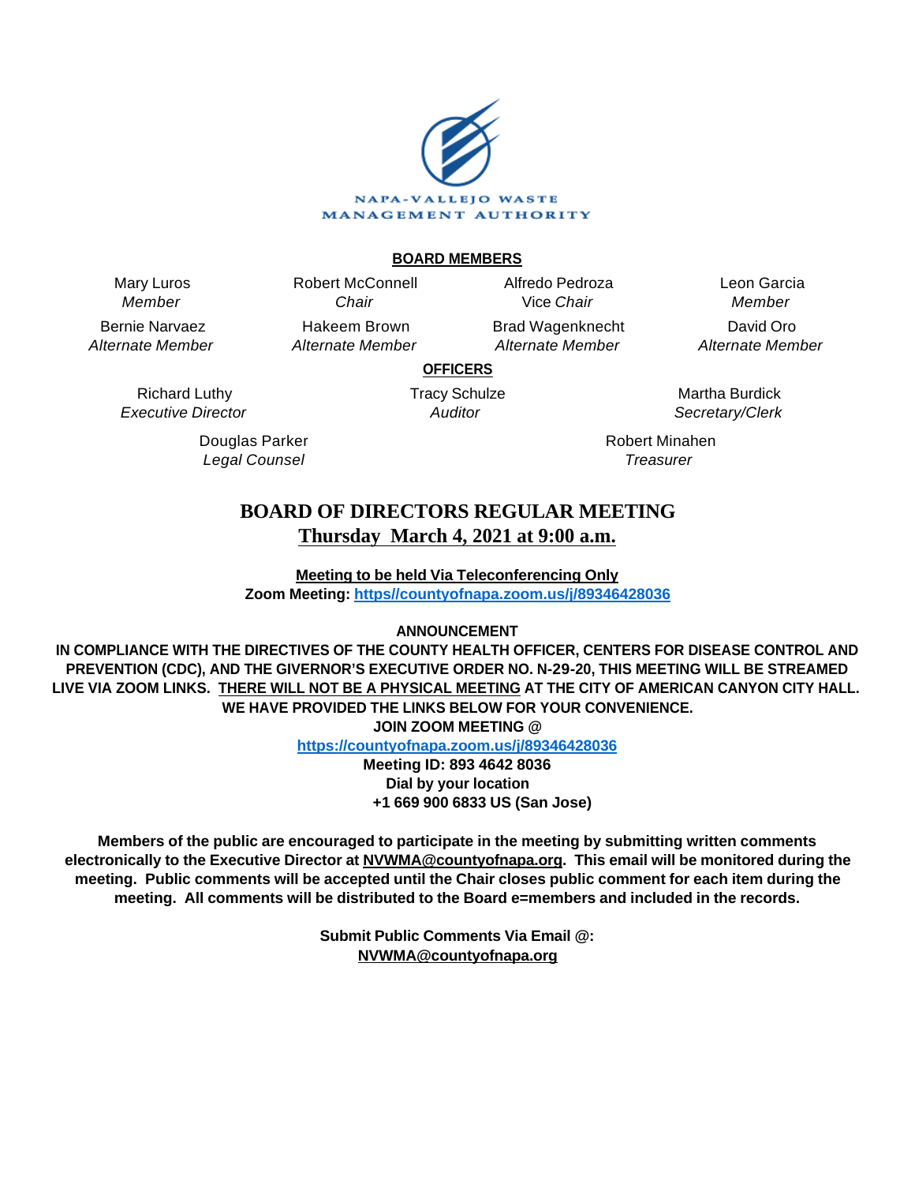NAPA-VALLEJO WASTE MANAGEMENT AUTHORITY

**BOARD MEMBERS**

| | | | |
|---|---|---|---|
| Mary Luros *Member* | Robert McConnell *Chair* | Alfredo Pedroza Vice *Chair* | Leon Garcia *Member* |
| Bernie Narvaez *Alternate Member* | Hakeem Brown *Alternate Member* | Brad Wagenknecht *Alternate Member* | David Oro *Alternate Member* |

**OFFICERS**

| | | |
|---|---|---|
| Richard Luthy *Executive Director* | Tracy Schulze *Auditor* | Martha Burdick *Secretary/Clerk* |
| Douglas Parker *Legal Counsel* | | Robert Minahen *Treasurer* |

# BOARD OF DIRECTORS REGULAR MEETING

## Thursday March 4, 2021 at 9:00 a.m.

**Meeting to be held Via Teleconferencing Only**

**Zoom Meeting: https//countyofnapa.zoom.us/j/89346428036**

**ANNOUNCEMENT**

**IN COMPLIANCE WITH THE DIRECTIVES OF THE COUNTY HEALTH OFFICER, CENTERS FOR DISEASE CONTROL AND PREVENTION (CDC), AND THE GIVERNOR'S EXECUTIVE ORDER NO. N-29-20, THIS MEETING WILL BE STREAMED LIVE VIA ZOOM LINKS. THERE WILL NOT BE A PHYSICAL MEETING AT THE CITY OF AMERICAN CANYON CITY HALL. WE HAVE PROVIDED THE LINKS BELOW FOR YOUR CONVENIENCE.**

**JOIN ZOOM MEETING @**

**https://countyofnapa.zoom.us/j/89346428036**

**Meeting ID: 893 4642 8036**

**Dial by your location**

**+1 669 900 6833 US (San Jose)**

**Members of the public are encouraged to participate in the meeting by submitting written comments electronically to the Executive Director at NVWMA@countyofnapa.org. This email will be monitored during the meeting. Public comments will be accepted until the Chair closes public comment for each item during the meeting. All comments will be distributed to the Board e=members and included in the records.**

**Submit Public Comments Via Email @:**

**NVWMA@countyofnapa.org**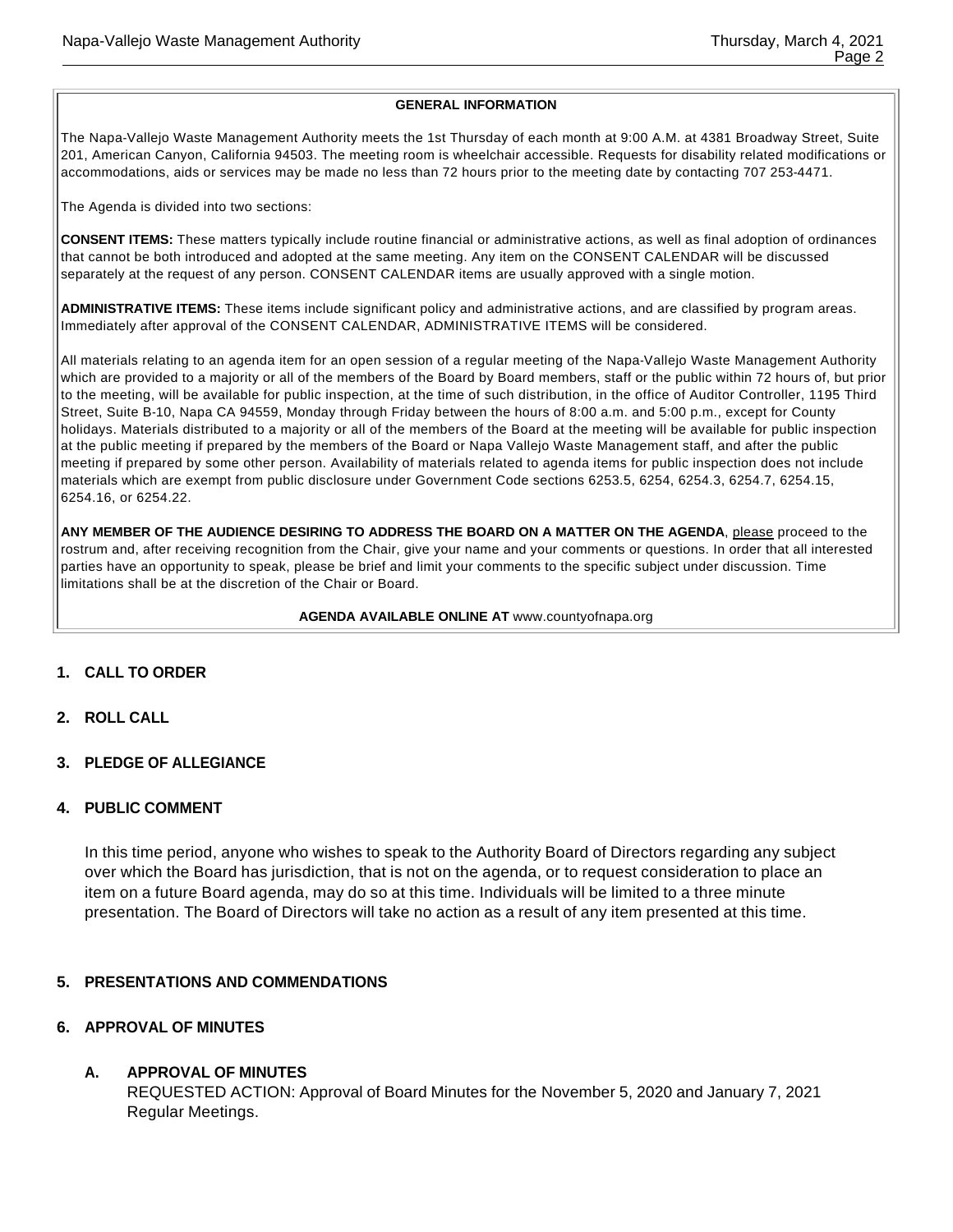## GENERAL INFORMATION

The Napa-Vallejo Waste Management Authority meets the 1st Thursday of each month at 9:00 A.M. at 4381 Broadway Street, Suite 201, American Canyon, California 94503. The meeting room is wheelchair accessible. Requests for disability related modifications or accommodations, aids or services may be made no less than 72 hours prior to the meeting date by contacting 707 253-4471.

The Agenda is divided into two sections:

**CONSENT ITEMS:** These matters typically include routine financial or administrative actions, as well as final adoption of ordinances that cannot be both introduced and adopted at the same meeting. Any item on the CONSENT CALENDAR will be discussed separately at the request of any person. CONSENT CALENDAR items are usually approved with a single motion.

**ADMINISTRATIVE ITEMS:** These items include significant policy and administrative actions, and are classified by program areas. Immediately after approval of the CONSENT CALENDAR, ADMINISTRATIVE ITEMS will be considered.

All materials relating to an agenda item for an open session of a regular meeting of the Napa-Vallejo Waste Management Authority which are provided to a majority or all of the members of the Board by Board members, staff or the public within 72 hours of, but prior to the meeting, will be available for public inspection, at the time of such distribution, in the office of Auditor Controller, 1195 Third Street, Suite B-10, Napa CA 94559, Monday through Friday between the hours of 8:00 a.m. and 5:00 p.m., except for County holidays. Materials distributed to a majority or all of the members of the Board at the meeting will be available for public inspection at the public meeting if prepared by the members of the Board or Napa Vallejo Waste Management staff, and after the public meeting if prepared by some other person. Availability of materials related to agenda items for public inspection does not include materials which are exempt from public disclosure under Government Code sections 6253.5, 6254, 6254.3, 6254.7, 6254.15, 6254.16, or 6254.22.

**ANY MEMBER OF THE AUDIENCE DESIRING TO ADDRESS THE BOARD ON A MATTER ON THE AGENDA**, please proceed to the rostrum and, after receiving recognition from the Chair, give your name and your comments or questions. In order that all interested parties have an opportunity to speak, please be brief and limit your comments to the specific subject under discussion. Time limitations shall be at the discretion of the Chair or Board.

**AGENDA AVAILABLE ONLINE AT** www.countyofnapa.org

## 1. CALL TO ORDER

## 2. ROLL CALL

## 3. PLEDGE OF ALLEGIANCE

## 4. PUBLIC COMMENT

In this time period, anyone who wishes to speak to the Authority Board of Directors regarding any subject over which the Board has jurisdiction, that is not on the agenda, or to request consideration to place an item on a future Board agenda, may do so at this time. Individuals will be limited to a three minute presentation. The Board of Directors will take no action as a result of any item presented at this time.

## 5. PRESENTATIONS AND COMMENDATIONS

## 6. APPROVAL OF MINUTES

### A. APPROVAL OF MINUTES

REQUESTED ACTION: Approval of Board Minutes for the November 5, 2020 and January 7, 2021 Regular Meetings.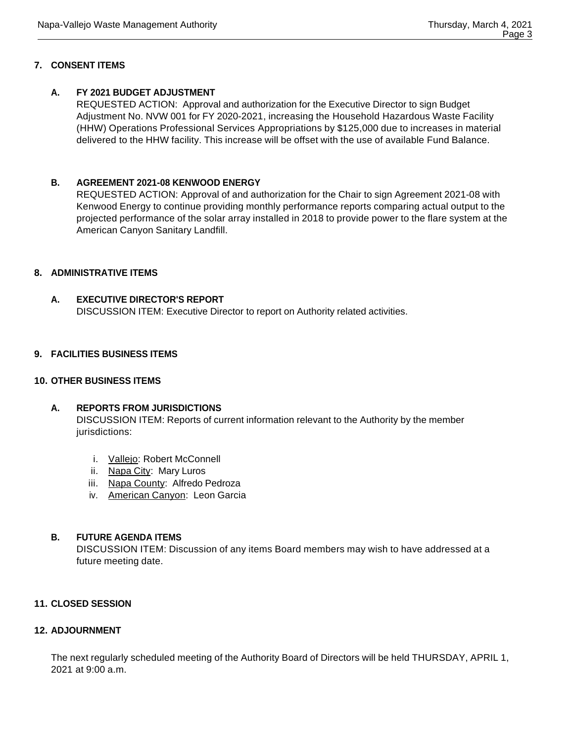## 7. CONSENT ITEMS

### A. FY 2021 BUDGET ADJUSTMENT

REQUESTED ACTION: Approval and authorization for the Executive Director to sign Budget Adjustment No. NVW 001 for FY 2020-2021, increasing the Household Hazardous Waste Facility (HHW) Operations Professional Services Appropriations by $125,000 due to increases in material delivered to the HHW facility. This increase will be offset with the use of available Fund Balance.

### B. AGREEMENT 2021-08 KENWOOD ENERGY

REQUESTED ACTION: Approval of and authorization for the Chair to sign Agreement 2021-08 with Kenwood Energy to continue providing monthly performance reports comparing actual output to the projected performance of the solar array installed in 2018 to provide power to the flare system at the American Canyon Sanitary Landfill.

## 8. ADMINISTRATIVE ITEMS

### A. EXECUTIVE DIRECTOR'S REPORT

DISCUSSION ITEM: Executive Director to report on Authority related activities.

## 9. FACILITIES BUSINESS ITEMS

## 10. OTHER BUSINESS ITEMS

### A. REPORTS FROM JURISDICTIONS

DISCUSSION ITEM: Reports of current information relevant to the Authority by the member jurisdictions:

i. Vallejo: Robert McConnell
ii. Napa City: Mary Luros
iii. Napa County: Alfredo Pedroza
iv. American Canyon: Leon Garcia

### B. FUTURE AGENDA ITEMS

DISCUSSION ITEM: Discussion of any items Board members may wish to have addressed at a future meeting date.

## 11. CLOSED SESSION

## 12. ADJOURNMENT

The next regularly scheduled meeting of the Authority Board of Directors will be held THURSDAY, APRIL 1, 2021 at 9:00 a.m.